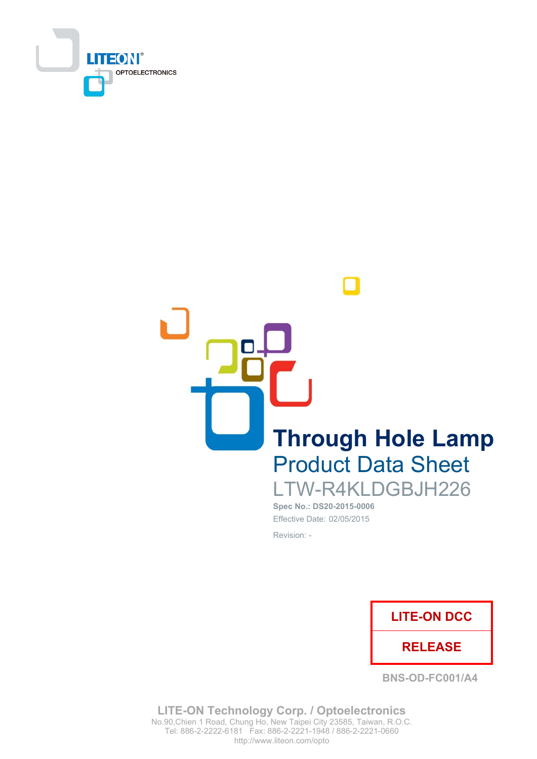LITEON OPTOELECTRONICS

# Through Hole Lamp

## Product Data Sheet

## LTW-R4KLDGBJH226

**Spec No.: DS20-2015-0006**

Effective Date: 02/05/2015

Revision: -

| LITE-ON DCC |
| --- |
| RELEASE |

BNS-OD-FC001/A4

**LITE-ON Technology Corp. / Optoelectronics**

No.90,Chien 1 Road, Chung Ho, New Taipei City 23585, Taiwan, R.O.C.

Tel: 886-2-2222-6181 Fax: 886-2-2221-1948 / 886-2-2221-0660

http://www.liteon.com/opto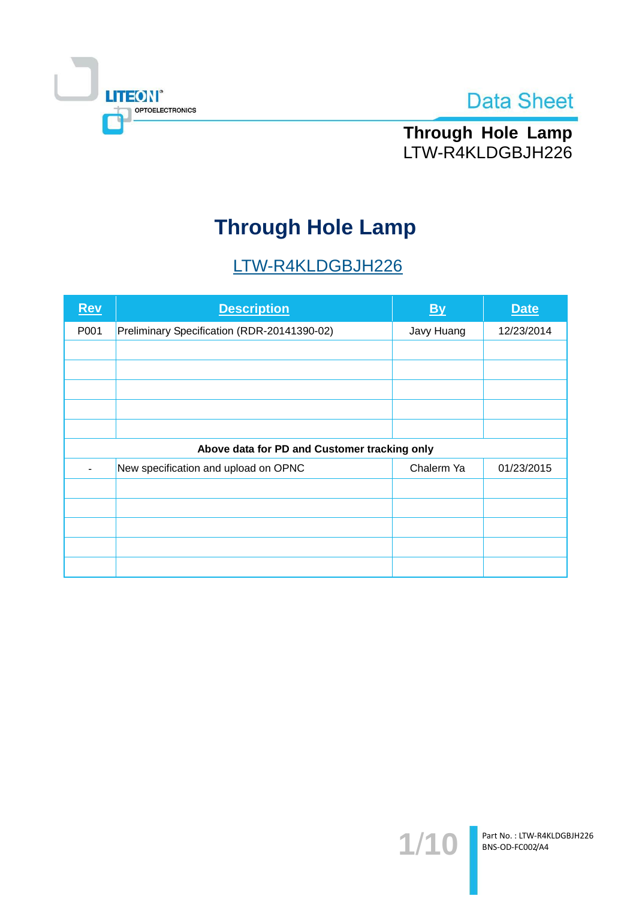# Through Hole Lamp

## LTW-R4KLDGBJH226

| Rev | Description | By | Date |
|---|---|---|---|
| P001 | Preliminary Specification (RDR-20141390-02) | Javy Huang | 12/23/2014 |
| | | | |
| | | | |
| | | | |
| | | | |
| | | | |
| **Above data for PD and Customer tracking only** | | | |
| - | New specification and upload on OPNC | Chalerm Ya | 01/23/2015 |
| | | | |
| | | | |
| | | | |
| | | | |
| | | | |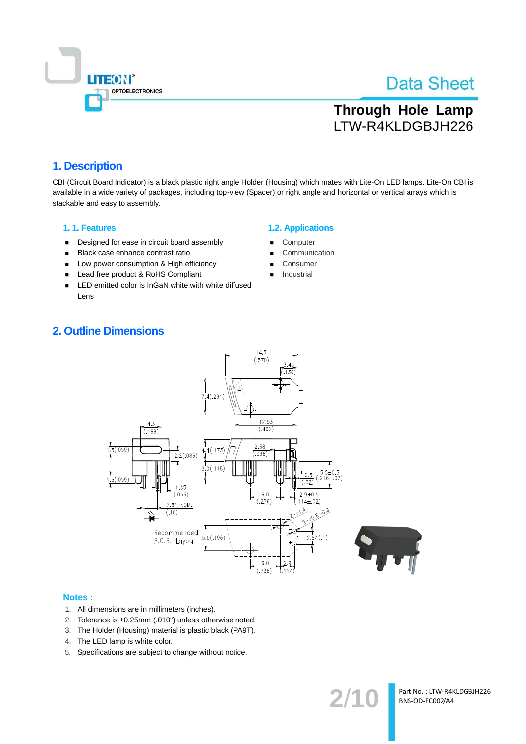# Through Hole Lamp
LTW-R4KLDGBJH226

## 1. Description

CBI (Circuit Board Indicator) is a black plastic right angle Holder (Housing) which mates with Lite-On LED lamps. Lite-On CBI is available in a wide variety of packages, including top-view (Spacer) or right angle and horizontal or vertical arrays which is stackable and easy to assembly.

### 1. 1. Features

- Designed for ease in circuit board assembly
- Black case enhance contrast ratio
- Low power consumption & High efficiency
- Lead free product & RoHS Compliant
- LED emitted color is InGaN white with white diffused Lens

### 1.2. Applications

- Computer
- Communication
- Consumer
- Industrial

## 2. Outline Dimensions

### Notes :

1. All dimensions are in millimeters (inches).
2. Tolerance is ±0.25mm (.010") unless otherwise noted.
3. The Holder (Housing) material is plastic black (PA9T).
4. The LED lamp is white color.
5. Specifications are subject to change without notice.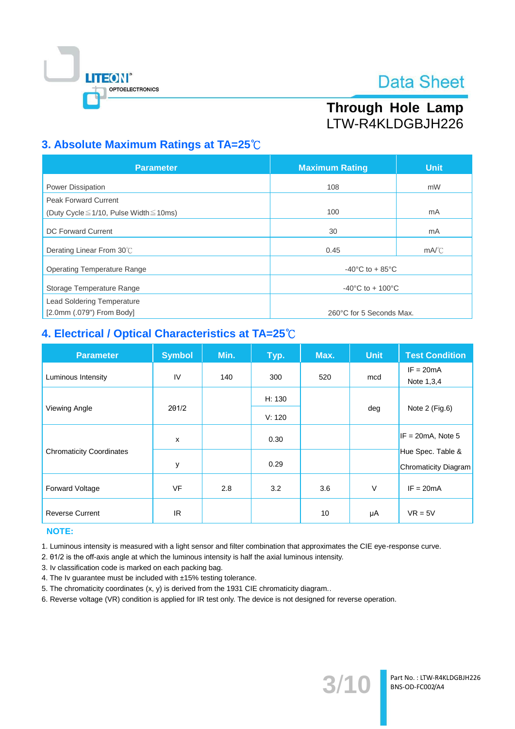## 3. Absolute Maximum Ratings at TA=25℃

| Parameter | Maximum Rating | Unit |
|---|---|---|
| Power Dissipation | 108 | mW |
| Peak Forward Current<br>(Duty Cycle≦1/10, Pulse Width≦10ms) | 100 | mA |
| DC Forward Current | 30 | mA |
| Derating Linear From 30℃ | 0.45 | mA/℃ |
| Operating Temperature Range | -40°C to + 85°C | |
| Storage Temperature Range | -40°C to + 100°C | |
| Lead Soldering Temperature<br>[2.0mm (.079") From Body] | 260°C for 5 Seconds Max. | |

## 4. Electrical / Optical Characteristics at TA=25℃

| Parameter | Symbol | Min. | Typ. | Max. | Unit | Test Condition |
|---|---|---|---|---|---|---|
| Luminous Intensity | IV | 140 | 300 | 520 | mcd | IF = 20mA<br>Note 1,3,4 |
| Viewing Angle | 2θ1/2 | | H: 130<br>V: 120 | | deg | Note 2 (Fig.6) |
| Chromaticity Coordinates | x | | 0.30 | | | IF = 20mA, Note 5<br>Hue Spec. Table &<br>Chromaticity Diagram |
| | y | | 0.29 | | | |
| Forward Voltage | VF | 2.8 | 3.2 | 3.6 | V | IF = 20mA |
| Reverse Current | IR | | | 10 | μA | VR = 5V |

**NOTE:**

1. Luminous intensity is measured with a light sensor and filter combination that approximates the CIE eye-response curve.
2. θ1/2 is the off-axis angle at which the luminous intensity is half the axial luminous intensity.
3. Iv classification code is marked on each packing bag.
4. The Iv guarantee must be included with ±15% testing tolerance.
5. The chromaticity coordinates (x, y) is derived from the 1931 CIE chromaticity diagram..
6. Reverse voltage (VR) condition is applied for IR test only. The device is not designed for reverse operation.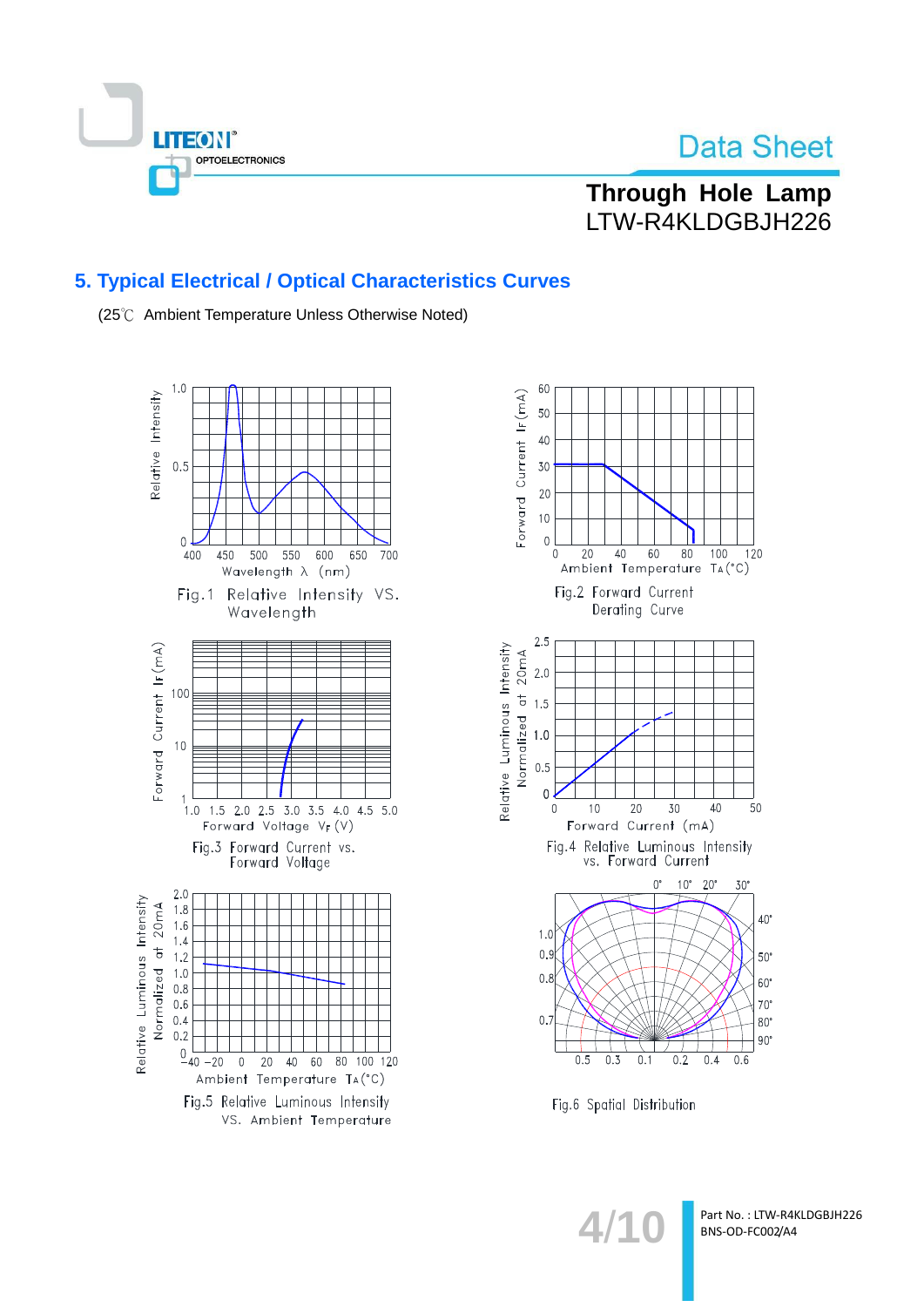## 5. Typical Electrical / Optical Characteristics Curves

(25℃ Ambient Temperature Unless Otherwise Noted)

Fig.1 Relative Intensity VS. Wavelength

Fig.2 Forward Current Derating Curve

Fig.3 Forward Current vs. Forward Voltage

Fig.4 Relative Luminous Intensity vs. Forward Current

Fig.5 Relative Luminous Intensity VS. Ambient Temperature

Fig.6 Spatial Distribution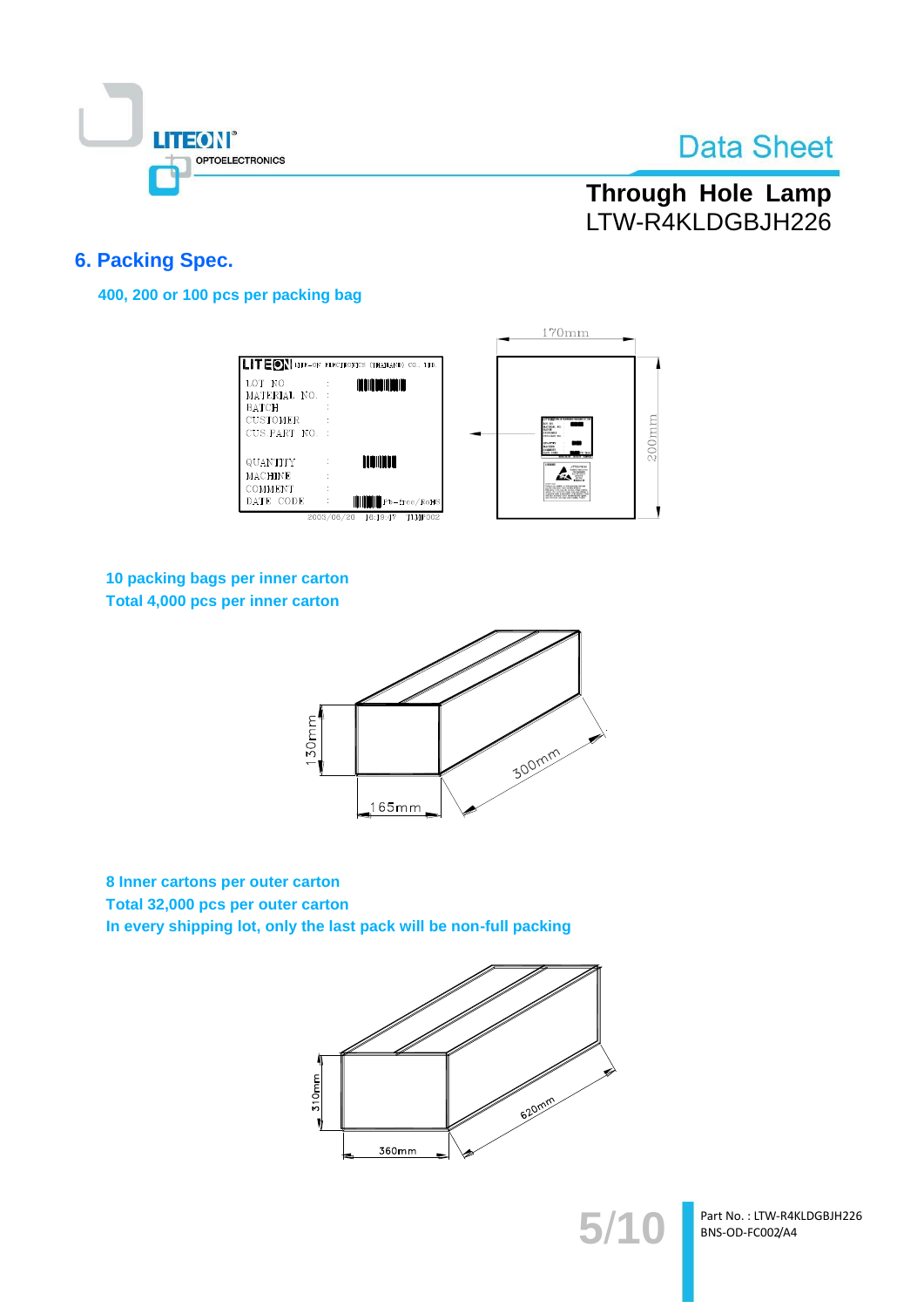## 6. Packing Spec.

**400, 200 or 100 pcs per packing bag**

**10 packing bags per inner carton**
**Total 4,000 pcs per inner carton**

**8 Inner cartons per outer carton**
**Total 32,000 pcs per outer carton**
**In every shipping lot, only the last pack will be non-full packing**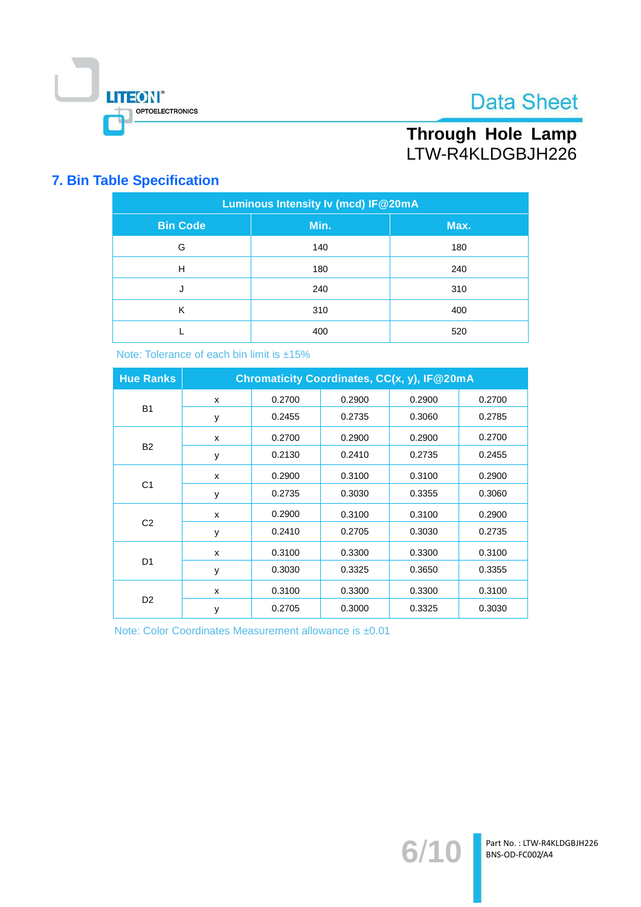## 7. Bin Table Specification

| Luminous Intensity Iv (mcd) IF@20mA | | |
|---|---|---|
| **Bin Code** | **Min.** | **Max.** |
| G | 140 | 180 |
| H | 180 | 240 |
| J | 240 | 310 |
| K | 310 | 400 |
| L | 400 | 520 |

Note: Tolerance of each bin limit is ±15%

| Hue Ranks | Chromaticity Coordinates, CC(x, y), IF@20mA | | | | |
|---|---|---|---|---|---|
| B1 | x | 0.2700 | 0.2900 | 0.2900 | 0.2700 |
| | y | 0.2455 | 0.2735 | 0.3060 | 0.2785 |
| B2 | x | 0.2700 | 0.2900 | 0.2900 | 0.2700 |
| | y | 0.2130 | 0.2410 | 0.2735 | 0.2455 |
| C1 | x | 0.2900 | 0.3100 | 0.3100 | 0.2900 |
| | y | 0.2735 | 0.3030 | 0.3355 | 0.3060 |
| C2 | x | 0.2900 | 0.3100 | 0.3100 | 0.2900 |
| | y | 0.2410 | 0.2705 | 0.3030 | 0.2735 |
| D1 | x | 0.3100 | 0.3300 | 0.3300 | 0.3100 |
| | y | 0.3030 | 0.3325 | 0.3650 | 0.3355 |
| D2 | x | 0.3100 | 0.3300 | 0.3300 | 0.3100 |
| | y | 0.2705 | 0.3000 | 0.3325 | 0.3030 |

Note: Color Coordinates Measurement allowance is ±0.01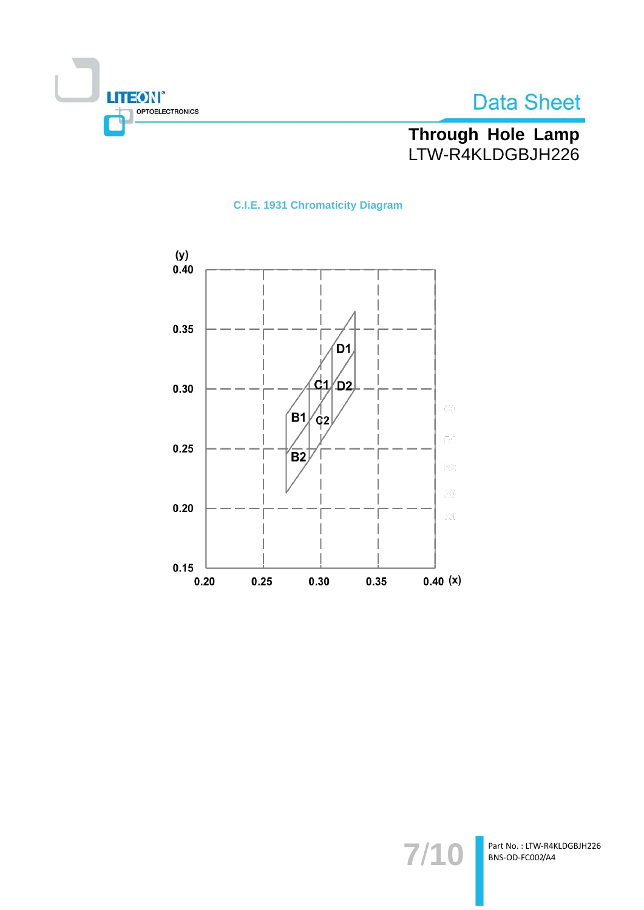## C.I.E. 1931 Chromaticity Diagram

(y)

0.40

0.35

0.30

0.25

0.20

0.15

0.20 0.25 0.30 0.35 0.40 (x)

D1

C1 D2

B1 C2

B2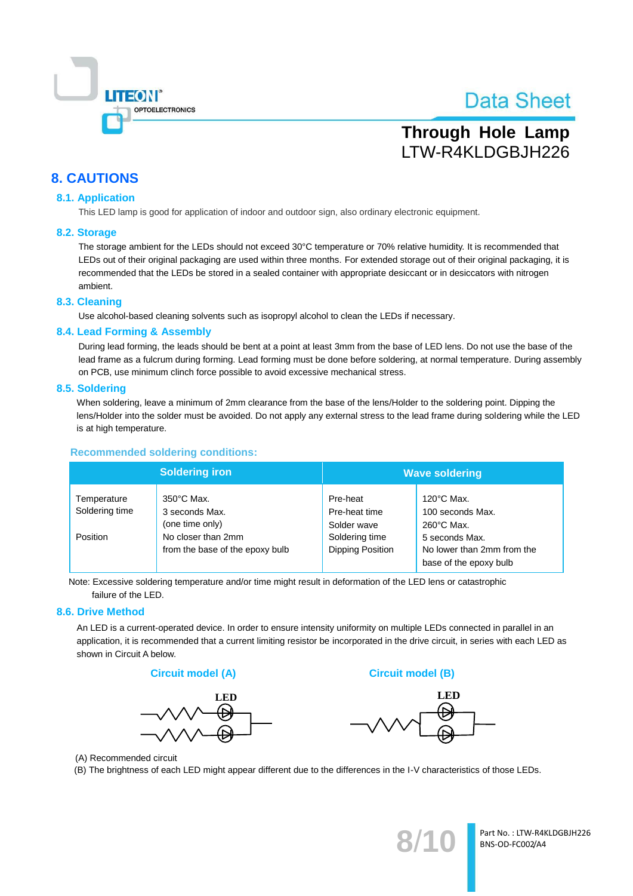## 8. CAUTIONS

### 8.1. Application

This LED lamp is good for application of indoor and outdoor sign, also ordinary electronic equipment.

### 8.2. Storage

The storage ambient for the LEDs should not exceed 30°C temperature or 70% relative humidity. It is recommended that LEDs out of their original packaging are used within three months. For extended storage out of their original packaging, it is recommended that the LEDs be stored in a sealed container with appropriate desiccant or in desiccators with nitrogen ambient.

### 8.3. Cleaning

Use alcohol-based cleaning solvents such as isopropyl alcohol to clean the LEDs if necessary.

### 8.4. Lead Forming & Assembly

During lead forming, the leads should be bent at a point at least 3mm from the base of LED lens. Do not use the base of the lead frame as a fulcrum during forming. Lead forming must be done before soldering, at normal temperature. During assembly on PCB, use minimum clinch force possible to avoid excessive mechanical stress.

### 8.5. Soldering

When soldering, leave a minimum of 2mm clearance from the base of the lens/Holder to the soldering point. Dipping the lens/Holder into the solder must be avoided. Do not apply any external stress to the lead frame during soldering while the LED is at high temperature.

**Recommended soldering conditions:**

| Soldering iron | | Wave soldering | |
|---|---|---|---|
| Temperature<br>Soldering time<br><br>Position | 350°C Max.<br>3 seconds Max.<br>(one time only)<br>No closer than 2mm<br>from the base of the epoxy bulb | Pre-heat<br>Pre-heat time<br>Solder wave<br>Soldering time<br>Dipping Position | 120°C Max.<br>100 seconds Max.<br>260°C Max.<br>5 seconds Max.<br>No lower than 2mm from the base of the epoxy bulb |

Note: Excessive soldering temperature and/or time might result in deformation of the LED lens or catastrophic failure of the LED.

### 8.6. Drive Method

An LED is a current-operated device. In order to ensure intensity uniformity on multiple LEDs connected in parallel in an application, it is recommended that a current limiting resistor be incorporated in the drive circuit, in series with each LED as shown in Circuit A below.

**Circuit model (A)** **Circuit model (B)**

(A) Recommended circuit
(B) The brightness of each LED might appear different due to the differences in the I-V characteristics of those LEDs.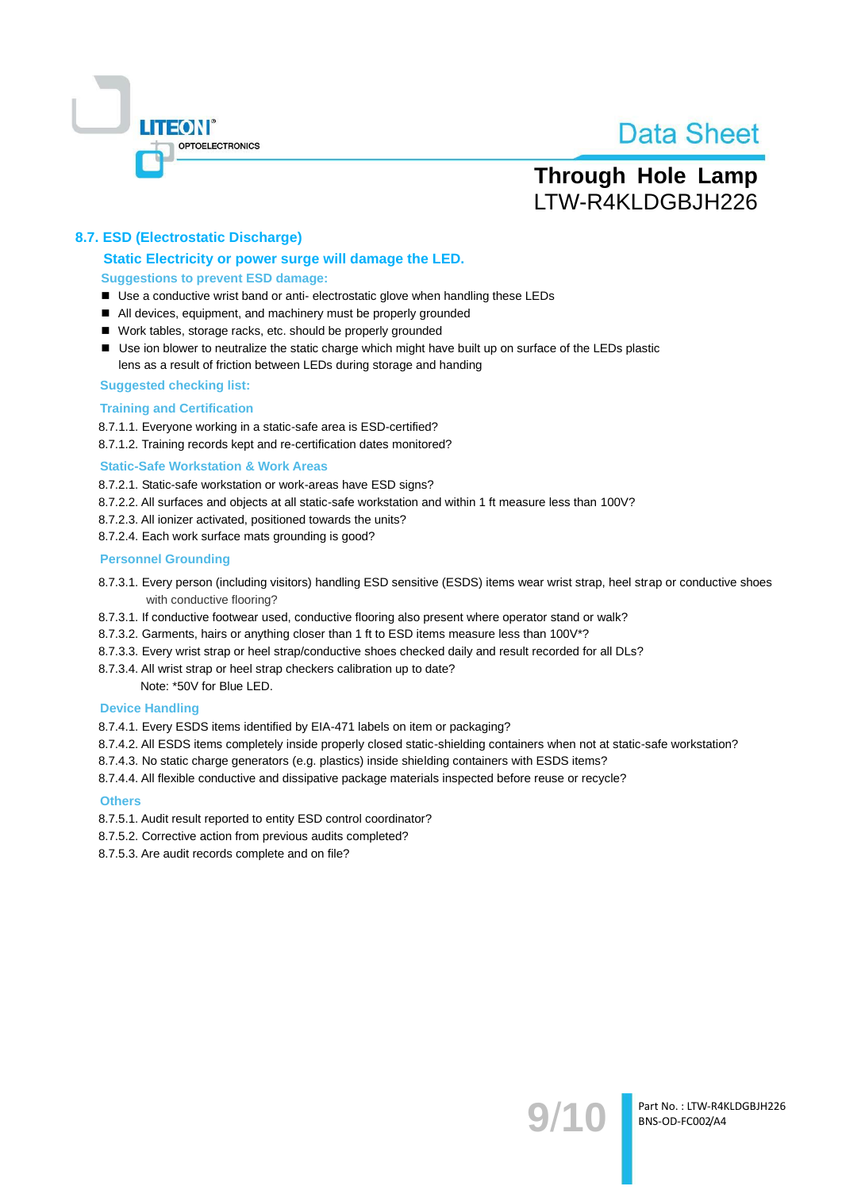## 8.7. ESD (Electrostatic Discharge)

### Static Electricity or power surge will damage the LED.

**Suggestions to prevent ESD damage:**

- Use a conductive wrist band or anti- electrostatic glove when handling these LEDs
- All devices, equipment, and machinery must be properly grounded
- Work tables, storage racks, etc. should be properly grounded
- Use ion blower to neutralize the static charge which might have built up on surface of the LEDs plastic lens as a result of friction between LEDs during storage and handing

**Suggested checking list:**

**Training and Certification**

8.7.1.1. Everyone working in a static-safe area is ESD-certified?
8.7.1.2. Training records kept and re-certification dates monitored?

**Static-Safe Workstation & Work Areas**

8.7.2.1. Static-safe workstation or work-areas have ESD signs?
8.7.2.2. All surfaces and objects at all static-safe workstation and within 1 ft measure less than 100V?
8.7.2.3. All ionizer activated, positioned towards the units?
8.7.2.4. Each work surface mats grounding is good?

**Personnel Grounding**

8.7.3.1. Every person (including visitors) handling ESD sensitive (ESDS) items wear wrist strap, heel strap or conductive shoes with conductive flooring?
8.7.3.1. If conductive footwear used, conductive flooring also present where operator stand or walk?
8.7.3.2. Garments, hairs or anything closer than 1 ft to ESD items measure less than 100V*?
8.7.3.3. Every wrist strap or heel strap/conductive shoes checked daily and result recorded for all DLs?
8.7.3.4. All wrist strap or heel strap checkers calibration up to date?
Note: *50V for Blue LED.

**Device Handling**

8.7.4.1. Every ESDS items identified by EIA-471 labels on item or packaging?
8.7.4.2. All ESDS items completely inside properly closed static-shielding containers when not at static-safe workstation?
8.7.4.3. No static charge generators (e.g. plastics) inside shielding containers with ESDS items?
8.7.4.4. All flexible conductive and dissipative package materials inspected before reuse or recycle?

**Others**

8.7.5.1. Audit result reported to entity ESD control coordinator?
8.7.5.2. Corrective action from previous audits completed?
8.7.5.3. Are audit records complete and on file?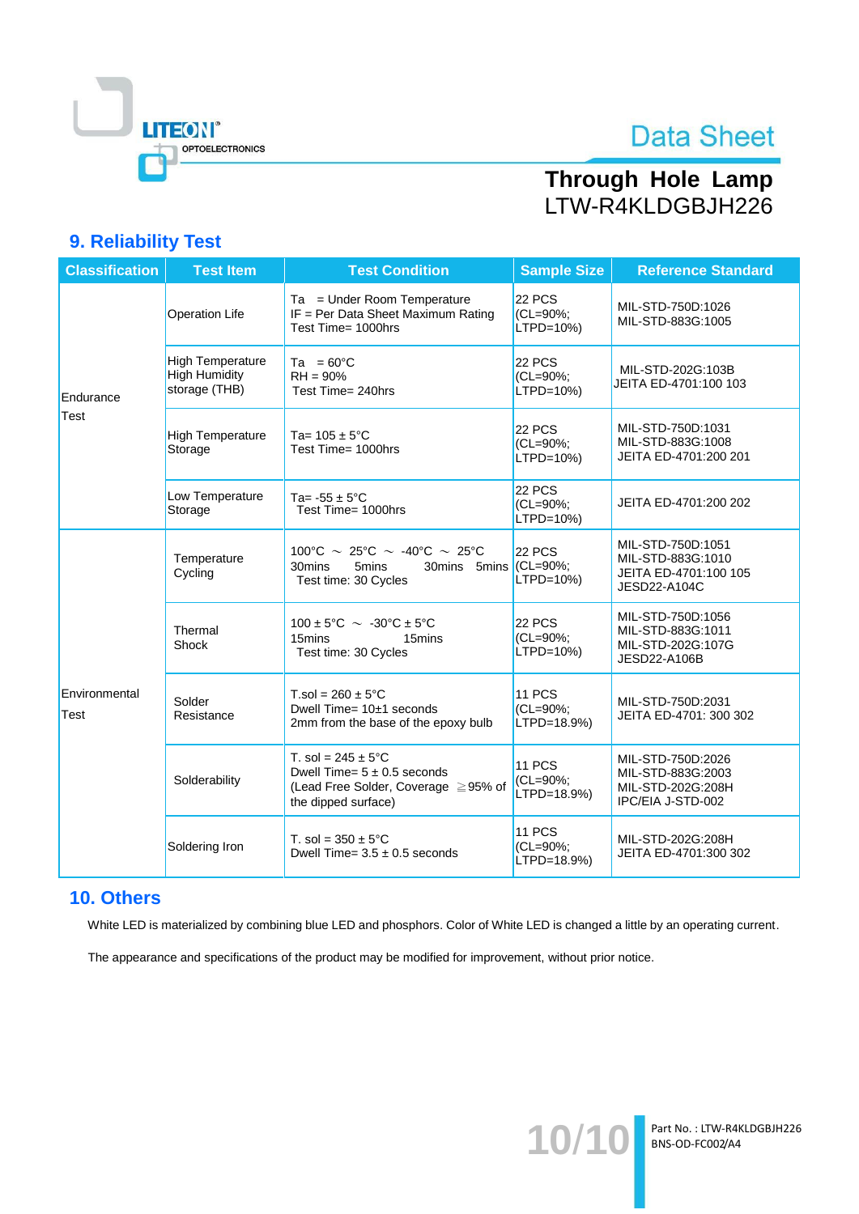## 9. Reliability Test

| Classification | Test Item | Test Condition | Sample Size | Reference Standard |
|---|---|---|---|---|
| Endurance Test | Operation Life | Ta = Under Room Temperature<br>IF = Per Data Sheet Maximum Rating<br>Test Time= 1000hrs | 22 PCS<br>(CL=90%;<br>LTPD=10%) | MIL-STD-750D:1026<br>MIL-STD-883G:1005 |
| | High Temperature High Humidity storage (THB) | Ta = 60°C<br>RH = 90%<br>Test Time= 240hrs | 22 PCS<br>(CL=90%;<br>LTPD=10%) | MIL-STD-202G:103B<br>JEITA ED-4701:100 103 |
| | High Temperature Storage | Ta= 105 ± 5°C<br>Test Time= 1000hrs | 22 PCS<br>(CL=90%;<br>LTPD=10%) | MIL-STD-750D:1031<br>MIL-STD-883G:1008<br>JEITA ED-4701:200 201 |
| | Low Temperature Storage | Ta= -55 ± 5°C<br>Test Time= 1000hrs | 22 PCS<br>(CL=90%;<br>LTPD=10%) | JEITA ED-4701:200 202 |
| Environmental Test | Temperature Cycling | 100°C ~ 25°C ~ -40°C ~ 25°C<br>30mins 5mins 30mins 5mins<br>Test time: 30 Cycles | 22 PCS<br>(CL=90%;<br>LTPD=10%) | MIL-STD-750D:1051<br>MIL-STD-883G:1010<br>JEITA ED-4701:100 105<br>JESD22-A104C |
| | Thermal Shock | 100 ± 5°C ~ -30°C ± 5°C<br>15mins 15mins<br>Test time: 30 Cycles | 22 PCS<br>(CL=90%;<br>LTPD=10%) | MIL-STD-750D:1056<br>MIL-STD-883G:1011<br>MIL-STD-202G:107G<br>JESD22-A106B |
| | Solder Resistance | T.sol = 260 ± 5°C<br>Dwell Time= 10±1 seconds<br>2mm from the base of the epoxy bulb | 11 PCS<br>(CL=90%;<br>LTPD=18.9%) | MIL-STD-750D:2031<br>JEITA ED-4701: 300 302 |
| | Solderability | T. sol = 245 ± 5°C<br>Dwell Time= 5 ± 0.5 seconds<br>(Lead Free Solder, Coverage ≧95% of the dipped surface) | 11 PCS<br>(CL=90%;<br>LTPD=18.9%) | MIL-STD-750D:2026<br>MIL-STD-883G:2003<br>MIL-STD-202G:208H<br>IPC/EIA J-STD-002 |
| | Soldering Iron | T. sol = 350 ± 5°C<br>Dwell Time= 3.5 ± 0.5 seconds | 11 PCS<br>(CL=90%;<br>LTPD=18.9%) | MIL-STD-202G:208H<br>JEITA ED-4701:300 302 |

## 10. Others

White LED is materialized by combining blue LED and phosphors. Color of White LED is changed a little by an operating current.

The appearance and specifications of the product may be modified for improvement, without prior notice.